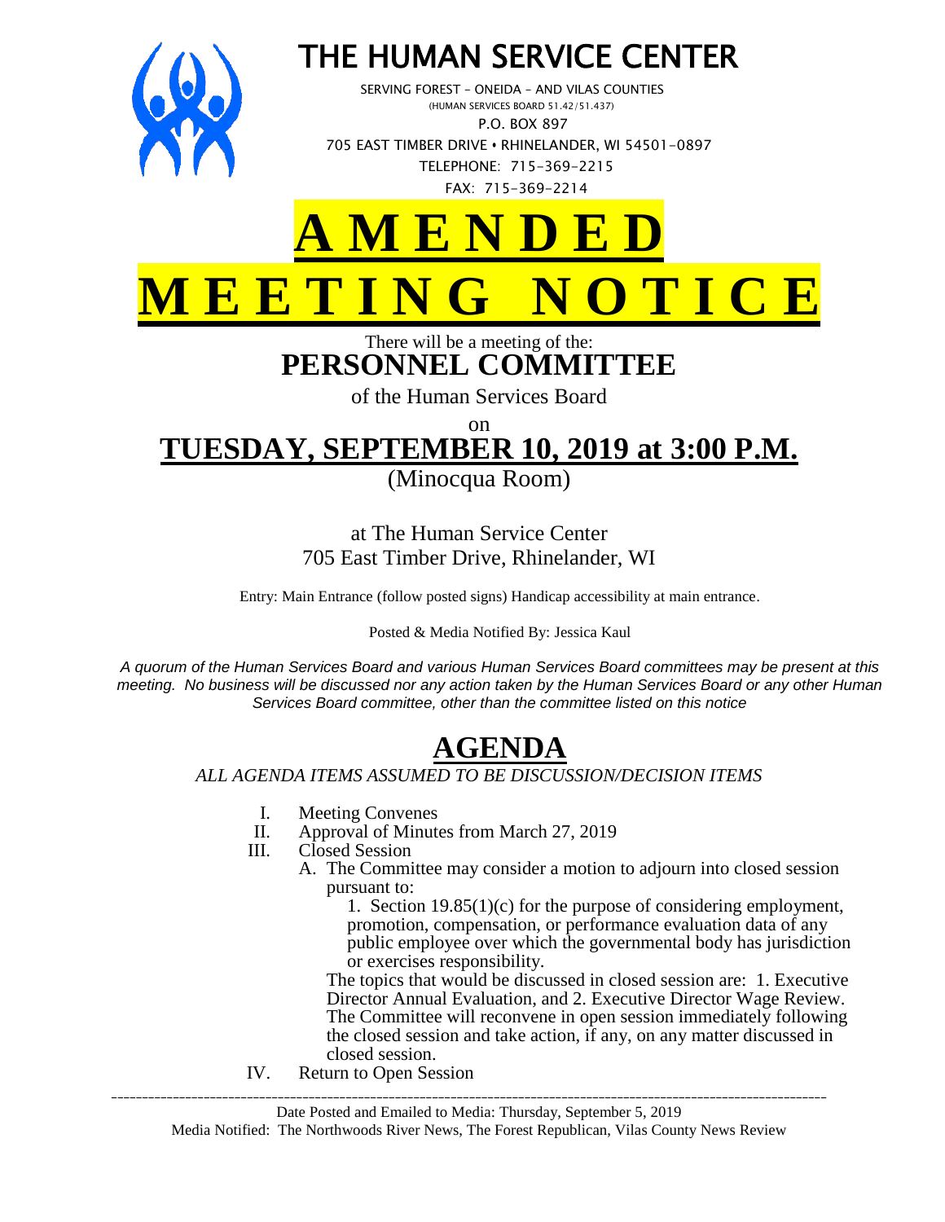# THE HUMAN SERVICE CENTER

SERVING FOREST – ONEIDA – AND VILAS COUNTIES
(HUMAN SERVICES BOARD 51.42/51.437)
P.O. BOX 897
705 EAST TIMBER DRIVE • RHINELANDER, WI 54501-0897
TELEPHONE: 715-369-2215
FAX: 715-369-2214

# A M E N D E D
# M E E T I N G   N O T I C E

There will be a meeting of the:

## PERSONNEL COMMITTEE

of the Human Services Board

on

## TUESDAY, SEPTEMBER 10, 2019 at 3:00 P.M.

(Minocqua Room)

at The Human Service Center
705 East Timber Drive, Rhinelander, WI

Entry: Main Entrance (follow posted signs) Handicap accessibility at main entrance.

Posted & Media Notified By: Jessica Kaul

*A quorum of the Human Services Board and various Human Services Board committees may be present at this meeting. No business will be discussed nor any action taken by the Human Services Board or any other Human Services Board committee, other than the committee listed on this notice*

## AGENDA

*ALL AGENDA ITEMS ASSUMED TO BE DISCUSSION/DECISION ITEMS*

I. Meeting Convenes
II. Approval of Minutes from March 27, 2019
III. Closed Session
   A. The Committee may consider a motion to adjourn into closed session pursuant to:
      1. Section 19.85(1)(c) for the purpose of considering employment, promotion, compensation, or performance evaluation data of any public employee over which the governmental body has jurisdiction or exercises responsibility.

      The topics that would be discussed in closed session are: 1. Executive Director Annual Evaluation, and 2. Executive Director Wage Review. The Committee will reconvene in open session immediately following the closed session and take action, if any, on any matter discussed in closed session.
IV. Return to Open Session

---

Date Posted and Emailed to Media: Thursday, September 5, 2019
Media Notified: The Northwoods River News, The Forest Republican, Vilas County News Review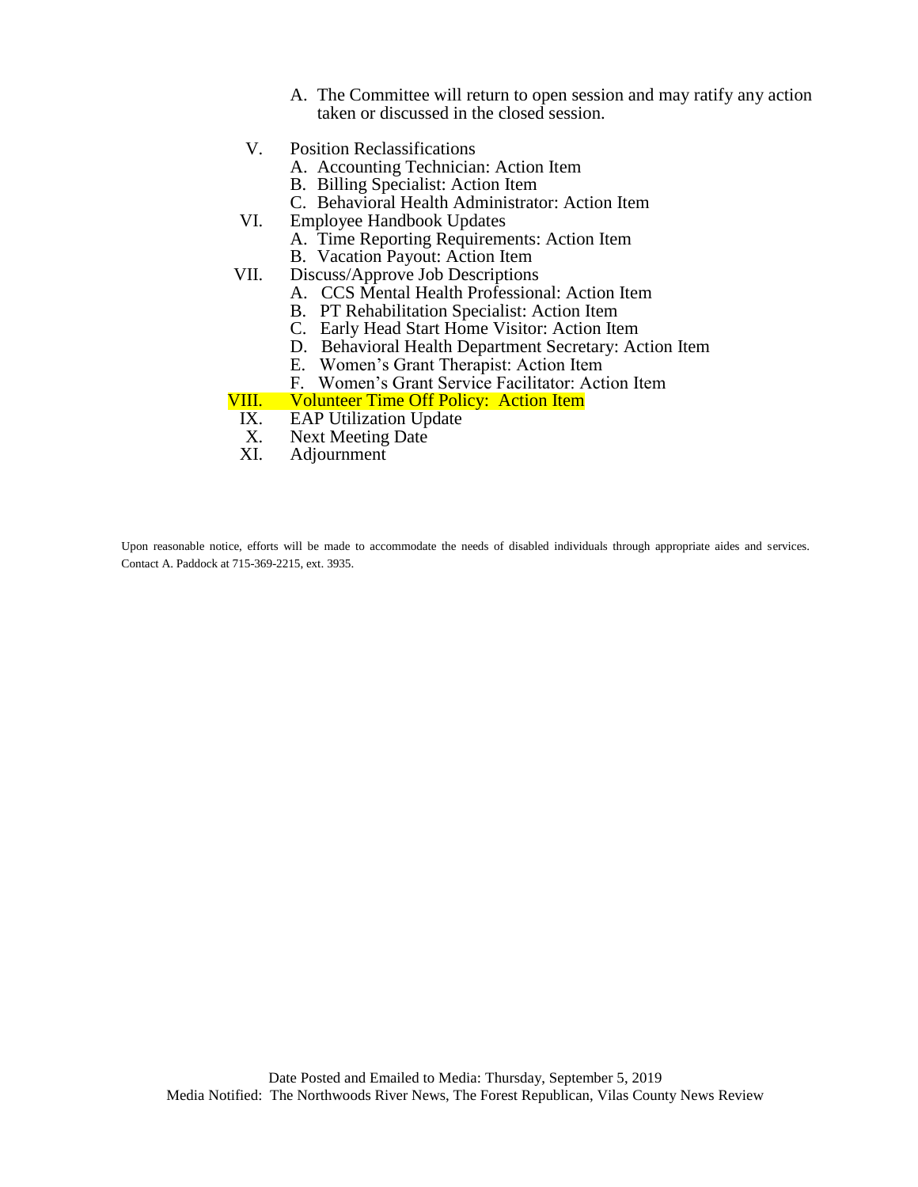A. The Committee will return to open session and may ratify any action taken or discussed in the closed session.

V. Position Reclassifications
   A. Accounting Technician: Action Item
   B. Billing Specialist: Action Item
   C. Behavioral Health Administrator: Action Item

VI. Employee Handbook Updates
   A. Time Reporting Requirements: Action Item
   B. Vacation Payout: Action Item

VII. Discuss/Approve Job Descriptions
   A. CCS Mental Health Professional: Action Item
   B. PT Rehabilitation Specialist: Action Item
   C. Early Head Start Home Visitor: Action Item
   D. Behavioral Health Department Secretary: Action Item
   E. Women's Grant Therapist: Action Item
   F. Women's Grant Service Facilitator: Action Item

VIII. Volunteer Time Off Policy: Action Item

IX. EAP Utilization Update

X. Next Meeting Date

XI. Adjournment

Upon reasonable notice, efforts will be made to accommodate the needs of disabled individuals through appropriate aides and services. Contact A. Paddock at 715-369-2215, ext. 3935.

Date Posted and Emailed to Media: Thursday, September 5, 2019
Media Notified: The Northwoods River News, The Forest Republican, Vilas County News Review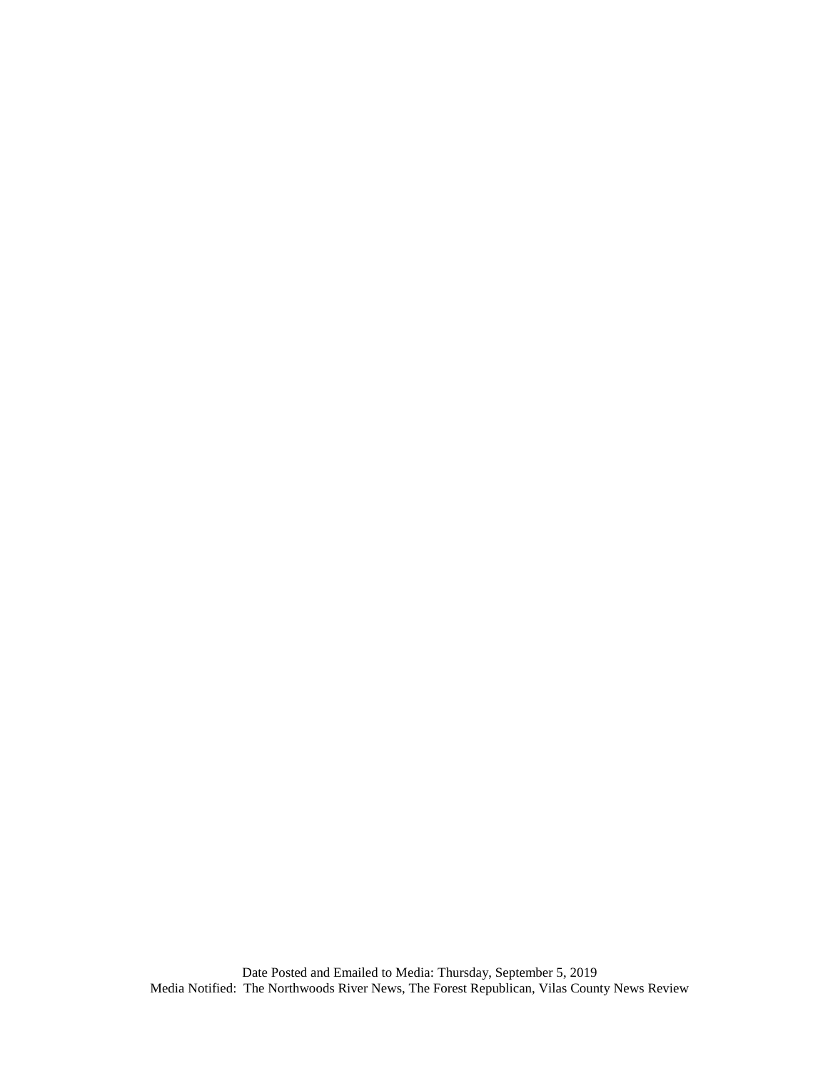Date Posted and Emailed to Media: Thursday, September 5, 2019
Media Notified: The Northwoods River News, The Forest Republican, Vilas County News Review